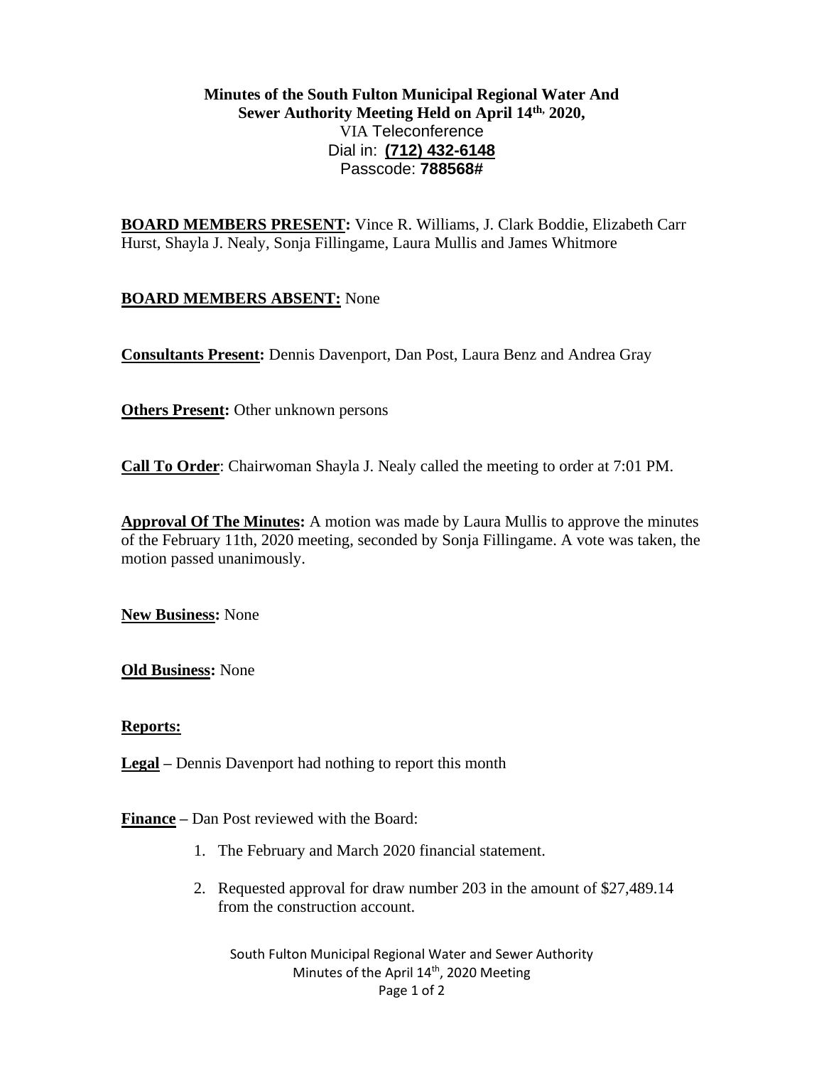**Minutes of the South Fulton Municipal Regional Water And Sewer Authority Meeting Held on April 14th, 2020,**
VIA Teleconference
Dial in: **(712) 432-6148**
Passcode: **788568#**

**BOARD MEMBERS PRESENT:** Vince R. Williams, J. Clark Boddie, Elizabeth Carr Hurst, Shayla J. Nealy, Sonja Fillingame, Laura Mullis and James Whitmore

**BOARD MEMBERS ABSENT:** None

**Consultants Present:** Dennis Davenport, Dan Post, Laura Benz and Andrea Gray

**Others Present:** Other unknown persons

**Call To Order**: Chairwoman Shayla J. Nealy called the meeting to order at 7:01 PM.

**Approval Of The Minutes:** A motion was made by Laura Mullis to approve the minutes of the February 11th, 2020 meeting, seconded by Sonja Fillingame. A vote was taken, the motion passed unanimously.

**New Business:** None

**Old Business:** None

**Reports:**

**Legal** – Dennis Davenport had nothing to report this month

**Finance** – Dan Post reviewed with the Board:

1. The February and March 2020 financial statement.
2. Requested approval for draw number 203 in the amount of $27,489.14 from the construction account.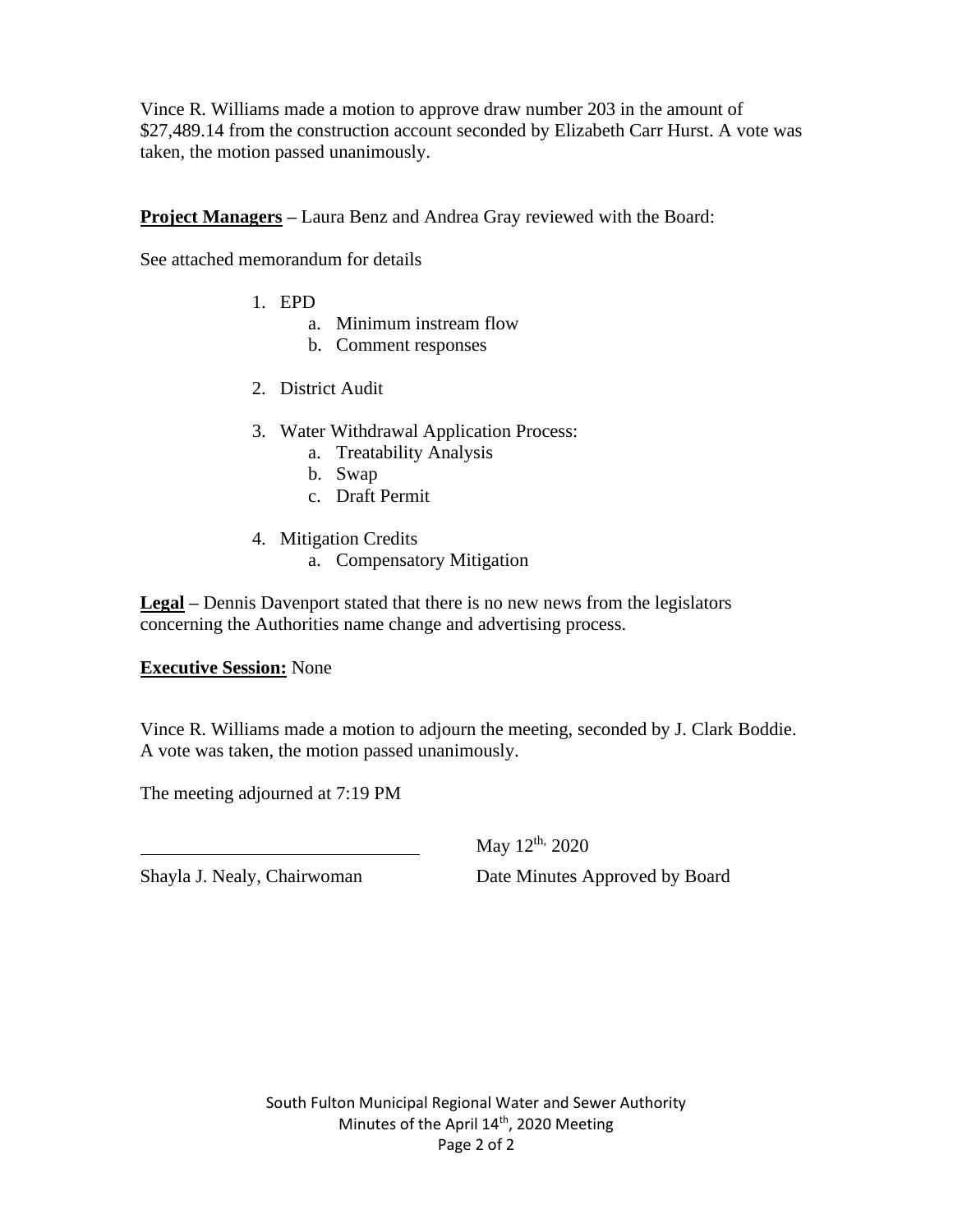Vince R. Williams made a motion to approve draw number 203 in the amount of $27,489.14 from the construction account seconded by Elizabeth Carr Hurst. A vote was taken, the motion passed unanimously.

**Project Managers** – Laura Benz and Andrea Gray reviewed with the Board:

See attached memorandum for details

1. EPD
    a. Minimum instream flow
    b. Comment responses

2. District Audit

3. Water Withdrawal Application Process:
    a. Treatability Analysis
    b. Swap
    c. Draft Permit

4. Mitigation Credits
    a. Compensatory Mitigation

**Legal** – Dennis Davenport stated that there is no new news from the legislators concerning the Authorities name change and advertising process.

**Executive Session:** None

Vince R. Williams made a motion to adjourn the meeting, seconded by J. Clark Boddie. A vote was taken, the motion passed unanimously.

The meeting adjourned at 7:19 PM

| ______________________________ | May 12th, 2020 |
| --- | --- |
| Shayla J. Nealy, Chairwoman | Date Minutes Approved by Board |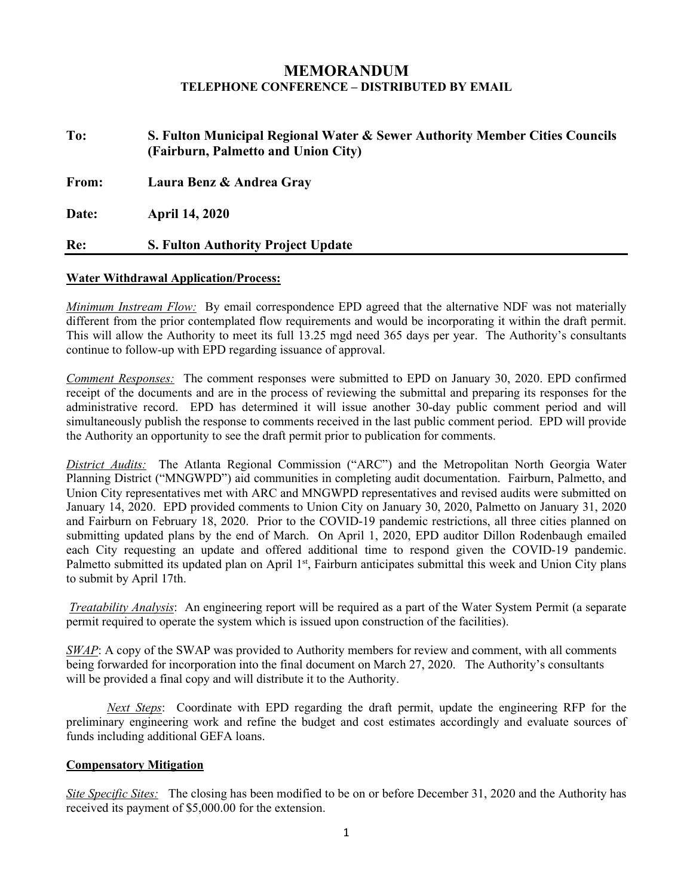# MEMORANDUM

**TELEPHONE CONFERENCE – DISTRIBUTED BY EMAIL**

**To:** **S. Fulton Municipal Regional Water & Sewer Authority Member Cities Councils (Fairburn, Palmetto and Union City)**

**From:** **Laura Benz & Andrea Gray**

**Date:** **April 14, 2020**

**Re:** **S. Fulton Authority Project Update**

---

**Water Withdrawal Application/Process:**

*Minimum Instream Flow:* By email correspondence EPD agreed that the alternative NDF was not materially different from the prior contemplated flow requirements and would be incorporating it within the draft permit. This will allow the Authority to meet its full 13.25 mgd need 365 days per year. The Authority's consultants continue to follow-up with EPD regarding issuance of approval.

*Comment Responses:* The comment responses were submitted to EPD on January 30, 2020. EPD confirmed receipt of the documents and are in the process of reviewing the submittal and preparing its responses for the administrative record. EPD has determined it will issue another 30-day public comment period and will simultaneously publish the response to comments received in the last public comment period. EPD will provide the Authority an opportunity to see the draft permit prior to publication for comments.

*District Audits:* The Atlanta Regional Commission ("ARC") and the Metropolitan North Georgia Water Planning District ("MNGWPD") aid communities in completing audit documentation. Fairburn, Palmetto, and Union City representatives met with ARC and MNGWPD representatives and revised audits were submitted on January 14, 2020. EPD provided comments to Union City on January 30, 2020, Palmetto on January 31, 2020 and Fairburn on February 18, 2020. Prior to the COVID-19 pandemic restrictions, all three cities planned on submitting updated plans by the end of March. On April 1, 2020, EPD auditor Dillon Rodenbaugh emailed each City requesting an update and offered additional time to respond given the COVID-19 pandemic. Palmetto submitted its updated plan on April 1st, Fairburn anticipates submittal this week and Union City plans to submit by April 17th.

*Treatability Analysis*: An engineering report will be required as a part of the Water System Permit (a separate permit required to operate the system which is issued upon construction of the facilities).

*SWAP*: A copy of the SWAP was provided to Authority members for review and comment, with all comments being forwarded for incorporation into the final document on March 27, 2020. The Authority's consultants will be provided a final copy and will distribute it to the Authority.

*Next Steps*: Coordinate with EPD regarding the draft permit, update the engineering RFP for the preliminary engineering work and refine the budget and cost estimates accordingly and evaluate sources of funds including additional GEFA loans.

**Compensatory Mitigation**

*Site Specific Sites:* The closing has been modified to be on or before December 31, 2020 and the Authority has received its payment of $5,000.00 for the extension.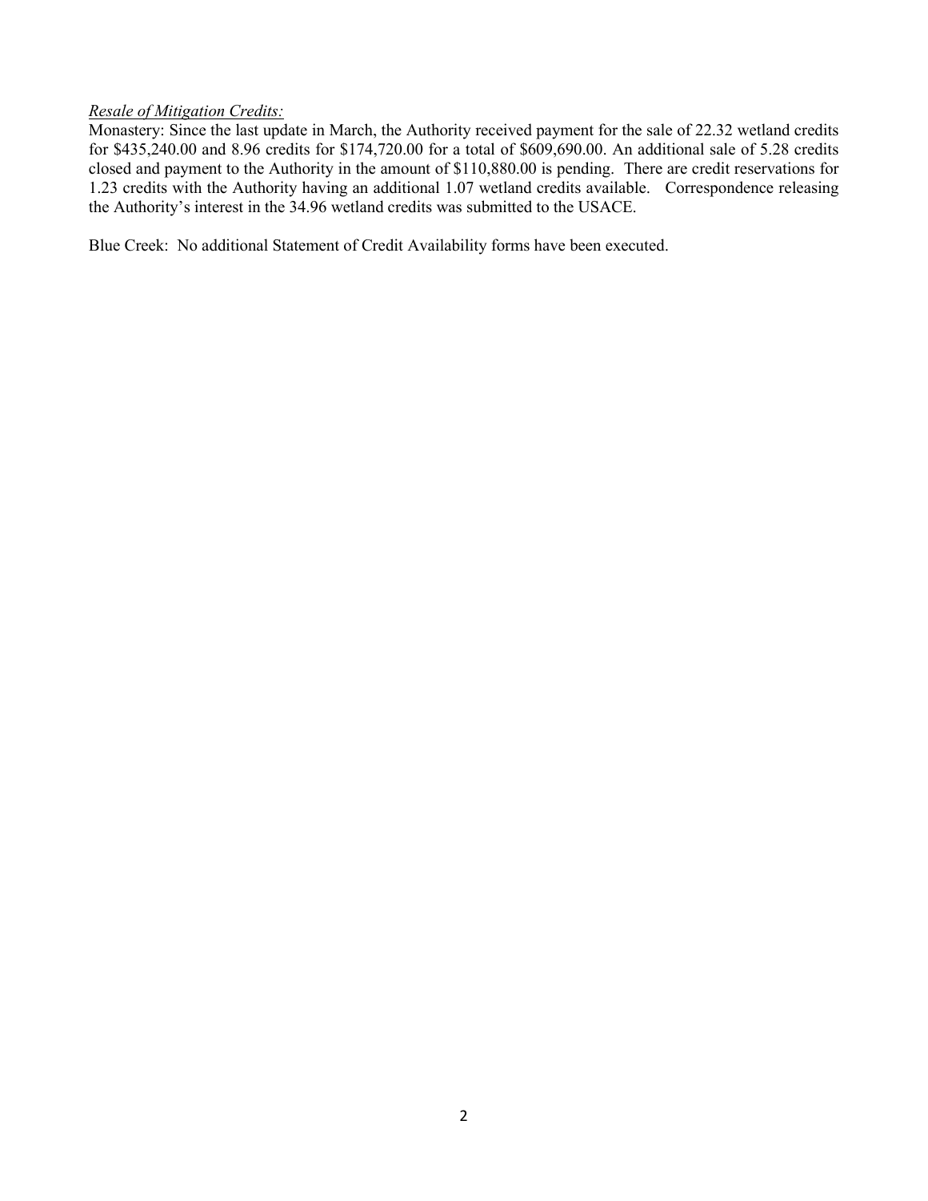*Resale of Mitigation Credits:*

Monastery: Since the last update in March, the Authority received payment for the sale of 22.32 wetland credits for $435,240.00 and 8.96 credits for $174,720.00 for a total of $609,690.00. An additional sale of 5.28 credits closed and payment to the Authority in the amount of $110,880.00 is pending. There are credit reservations for 1.23 credits with the Authority having an additional 1.07 wetland credits available. Correspondence releasing the Authority's interest in the 34.96 wetland credits was submitted to the USACE.

Blue Creek: No additional Statement of Credit Availability forms have been executed.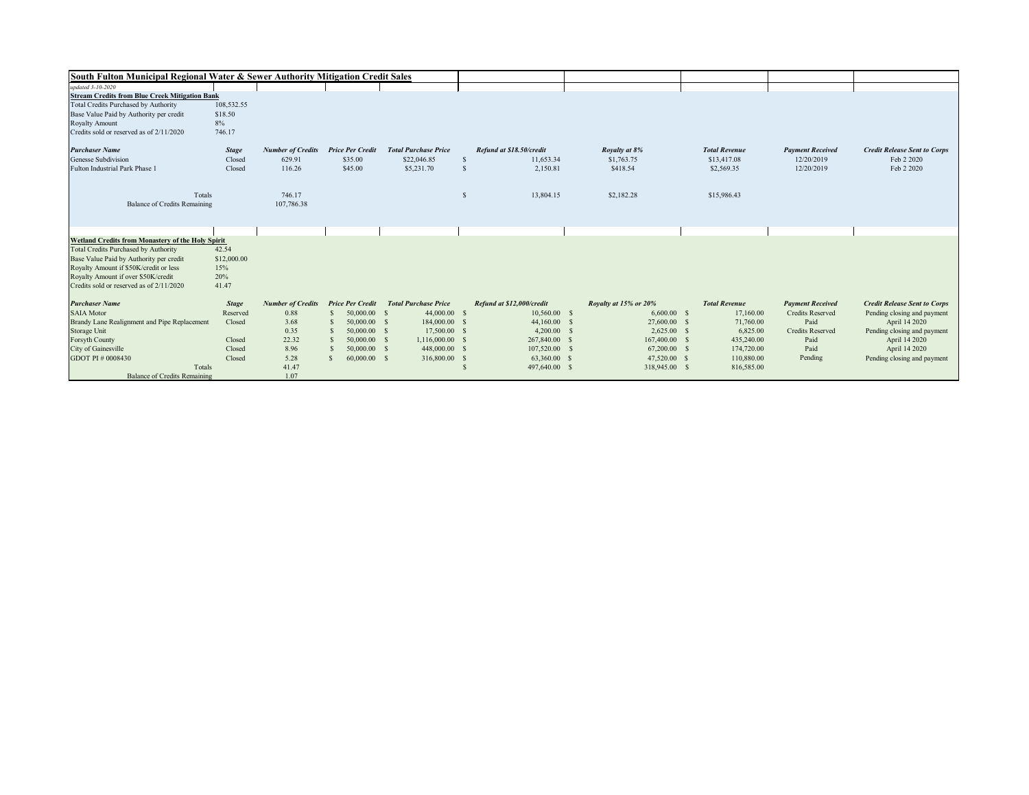# South Fulton Municipal Regional Water & Sewer Authority Mitigation Credit Sales

*updated 3-10-2020*

**Stream Credits from Blue Creek Mitigation Bank**

| | |
|---|---|
| Total Credits Purchased by Authority | 108,532.55 |
| Base Value Paid by Authority per credit | $18.50 |
| Royalty Amount | 8% |
| Credits sold or reserved as of 2/11/2020 | 746.17 |

| *Purchaser Name* | *Stage* | *Number of Credits* | *Price Per Credit* | *Total Purchase Price* | *Refund at $18.50/credit* | *Royalty at 8%* | *Total Revenue* | *Payment Received* | *Credit Release Sent to Corps* |
|---|---|---|---|---|---|---|---|---|---|
| Genesse Subdivision | Closed | 629.91 | $35.00 | $22,046.85 | $ 11,653.34 | $1,763.75 | $13,417.08 | 12/20/2019 | Feb 2 2020 |
| Fulton Industrial Park Phase 1 | Closed | 116.26 | $45.00 | $5,231.70 | $ 2,150.81 | $418.54 | $2,569.35 | 12/20/2019 | Feb 2 2020 |
| Totals | | 746.17 | | | $ 13,804.15 | $2,182.28 | $15,986.43 | | |
| Balance of Credits Remaining | | 107,786.38 | | | | | | | |

**Wetland Credits from Monastery of the Holy Spirit**

| | |
|---|---|
| Total Credits Purchased by Authority | 42.54 |
| Base Value Paid by Authority per credit | $12,000.00 |
| Royalty Amount if $50K/credit or less | 15% |
| Royalty Amount if over $50K/credit | 20% |
| Credits sold or reserved as of 2/11/2020 | 41.47 |

| *Purchaser Name* | *Stage* | *Number of Credits* | *Price Per Credit* | *Total Purchase Price* | *Refund at $12,000/credit* | *Royalty at 15% or 20%* | *Total Revenue* | *Payment Received* | *Credit Release Sent to Corps* |
|---|---|---|---|---|---|---|---|---|---|
| SAIA Motor | Reserved | 0.88 | $ 50,000.00 | $ 44,000.00 | $ 10,560.00 | $ 6,600.00 | $ 17,160.00 | Credits Reserved | Pending closing and payment |
| Brandy Lane Realignment and Pipe Replacement | Closed | 3.68 | $ 50,000.00 | $ 184,000.00 | $ 44,160.00 | $ 27,600.00 | $ 71,760.00 | Paid | April 14 2020 |
| Storage Unit | | 0.35 | $ 50,000.00 | $ 17,500.00 | $ 4,200.00 | $ 2,625.00 | $ 6,825.00 | Credits Reserved | Pending closing and payment |
| Forsyth County | Closed | 22.32 | $ 50,000.00 | $ 1,116,000.00 | $ 267,840.00 | $ 167,400.00 | $ 435,240.00 | Paid | April 14 2020 |
| City of Gainesville | Closed | 8.96 | $ 50,000.00 | $ 448,000.00 | $ 107,520.00 | $ 67,200.00 | $ 174,720.00 | Paid | April 14 2020 |
| GDOT PI # 0008430 | Closed | 5.28 | $ 60,000.00 | $ 316,800.00 | $ 63,360.00 | $ 47,520.00 | $ 110,880.00 | Pending | Pending closing and payment |
| Totals | | 41.47 | | | $ 497,640.00 | $ 318,945.00 | $ 816,585.00 | | |
| Balance of Credits Remaining | | 1.07 | | | | | | | |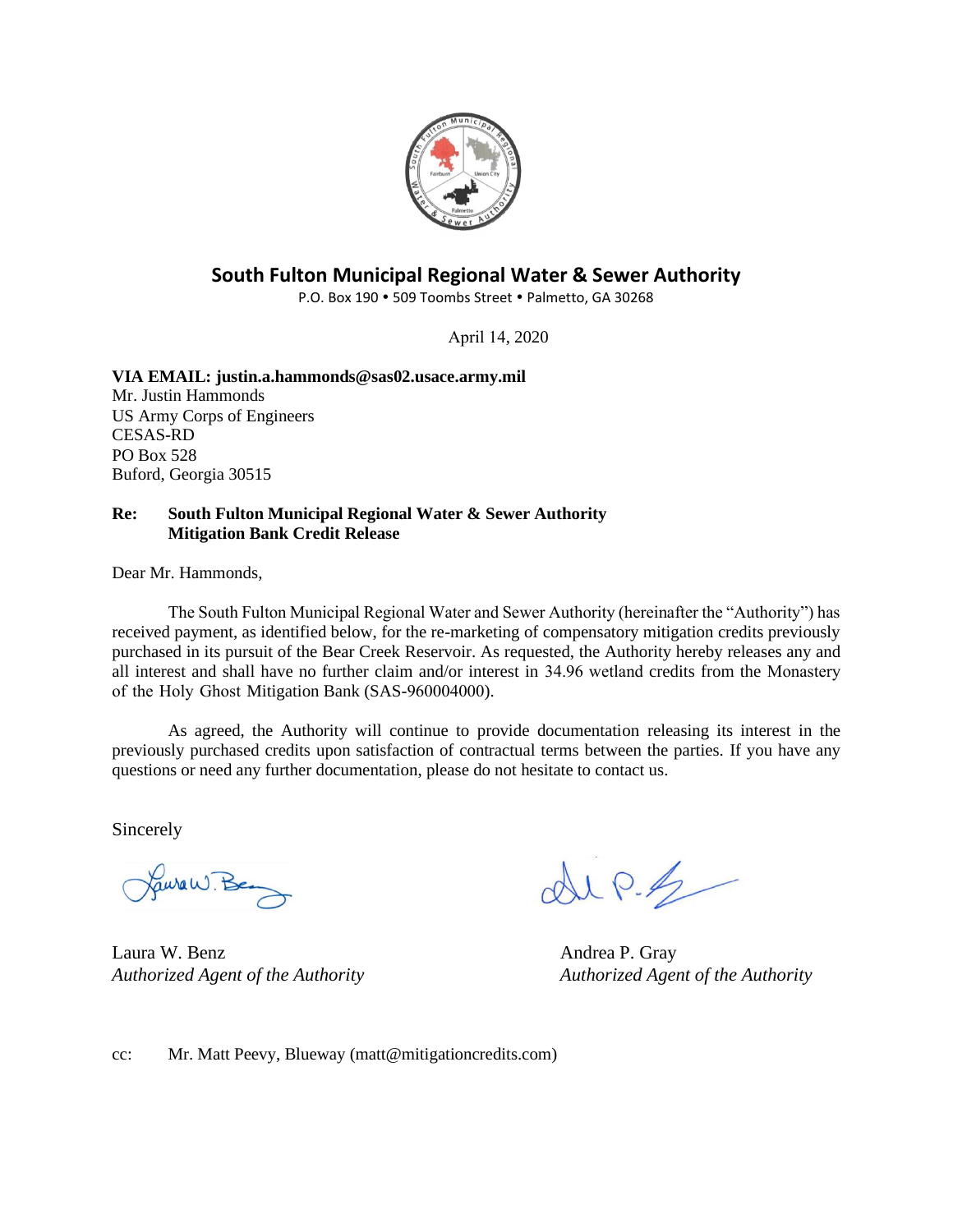## South Fulton Municipal Regional Water & Sewer Authority

P.O. Box 190 • 509 Toombs Street • Palmetto, GA 30268

April 14, 2020

**VIA EMAIL: justin.a.hammonds@sas02.usace.army.mil**
Mr. Justin Hammonds
US Army Corps of Engineers
CESAS-RD
PO Box 528
Buford, Georgia 30515

**Re: South Fulton Municipal Regional Water & Sewer Authority**
**Mitigation Bank Credit Release**

Dear Mr. Hammonds,

The South Fulton Municipal Regional Water and Sewer Authority (hereinafter the "Authority") has received payment, as identified below, for the re-marketing of compensatory mitigation credits previously purchased in its pursuit of the Bear Creek Reservoir. As requested, the Authority hereby releases any and all interest and shall have no further claim and/or interest in 34.96 wetland credits from the Monastery of the Holy Ghost Mitigation Bank (SAS-960004000).

As agreed, the Authority will continue to provide documentation releasing its interest in the previously purchased credits upon satisfaction of contractual terms between the parties. If you have any questions or need any further documentation, please do not hesitate to contact us.

Sincerely

Laura W. Benz
*Authorized Agent of the Authority*

Andrea P. Gray
*Authorized Agent of the Authority*

cc: Mr. Matt Peevy, Blueway (matt@mitigationcredits.com)